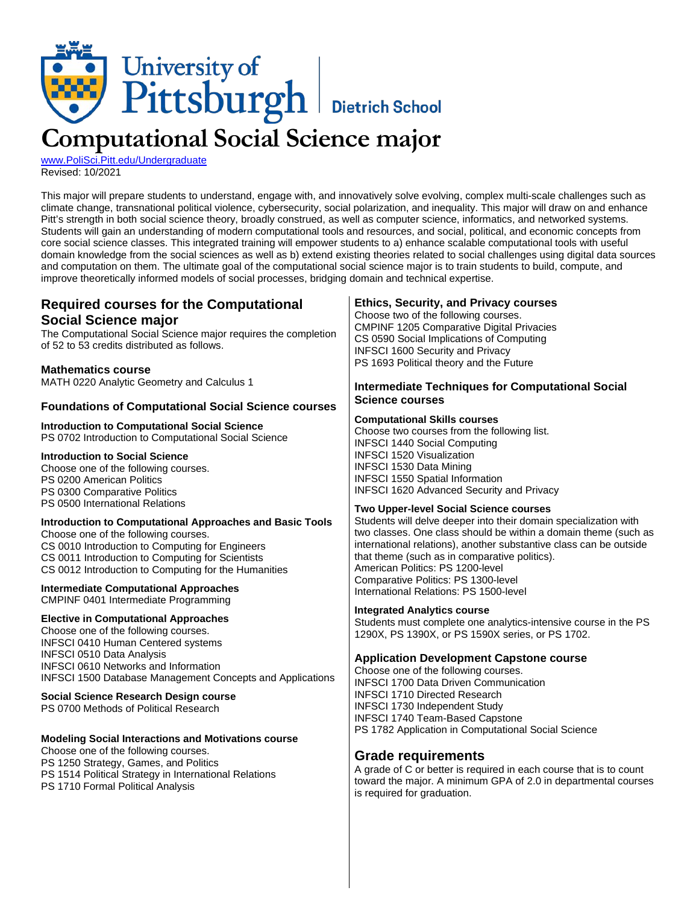University of Pittsburgh | Dietrich School

# Computational Social Science major

www.PoliSci.Pitt.edu/Undergraduate
Revised: 10/2021

This major will prepare students to understand, engage with, and innovatively solve evolving, complex multi-scale challenges such as climate change, transnational political violence, cybersecurity, social polarization, and inequality. This major will draw on and enhance Pitt's strength in both social science theory, broadly construed, as well as computer science, informatics, and networked systems. Students will gain an understanding of modern computational tools and resources, and social, political, and economic concepts from core social science classes. This integrated training will empower students to a) enhance scalable computational tools with useful domain knowledge from the social sciences as well as b) extend existing theories related to social challenges using digital data sources and computation on them. The ultimate goal of the computational social science major is to train students to build, compute, and improve theoretically informed models of social processes, bridging domain and technical expertise.

## Required courses for the Computational Social Science major

The Computational Social Science major requires the completion of 52 to 53 credits distributed as follows.

### Mathematics course

MATH 0220 Analytic Geometry and Calculus 1

### Foundations of Computational Social Science courses

**Introduction to Computational Social Science**
PS 0702 Introduction to Computational Social Science

**Introduction to Social Science**
Choose one of the following courses.
PS 0200 American Politics
PS 0300 Comparative Politics
PS 0500 International Relations

**Introduction to Computational Approaches and Basic Tools**
Choose one of the following courses.
CS 0010 Introduction to Computing for Engineers
CS 0011 Introduction to Computing for Scientists
CS 0012 Introduction to Computing for the Humanities

**Intermediate Computational Approaches**
CMPINF 0401 Intermediate Programming

**Elective in Computational Approaches**
Choose one of the following courses.
INFSCI 0410 Human Centered systems
INFSCI 0510 Data Analysis
INFSCI 0610 Networks and Information
INFSCI 1500 Database Management Concepts and Applications

**Social Science Research Design course**
PS 0700 Methods of Political Research

**Modeling Social Interactions and Motivations course**
Choose one of the following courses.
PS 1250 Strategy, Games, and Politics
PS 1514 Political Strategy in International Relations
PS 1710 Formal Political Analysis

### Ethics, Security, and Privacy courses

Choose two of the following courses.
CMPINF 1205 Comparative Digital Privacies
CS 0590 Social Implications of Computing
INFSCI 1600 Security and Privacy
PS 1693 Political theory and the Future

### Intermediate Techniques for Computational Social Science courses

**Computational Skills courses**
Choose two courses from the following list.
INFSCI 1440 Social Computing
INFSCI 1520 Visualization
INFSCI 1530 Data Mining
INFSCI 1550 Spatial Information
INFSCI 1620 Advanced Security and Privacy

**Two Upper-level Social Science courses**
Students will delve deeper into their domain specialization with two classes. One class should be within a domain theme (such as international relations), another substantive class can be outside that theme (such as in comparative politics).
American Politics: PS 1200-level
Comparative Politics: PS 1300-level
International Relations: PS 1500-level

**Integrated Analytics course**
Students must complete one analytics-intensive course in the PS 1290X, PS 1390X, or PS 1590X series, or PS 1702.

### Application Development Capstone course

Choose one of the following courses.
INFSCI 1700 Data Driven Communication
INFSCI 1710 Directed Research
INFSCI 1730 Independent Study
INFSCI 1740 Team-Based Capstone
PS 1782 Application in Computational Social Science

## Grade requirements

A grade of C or better is required in each course that is to count toward the major. A minimum GPA of 2.0 in departmental courses is required for graduation.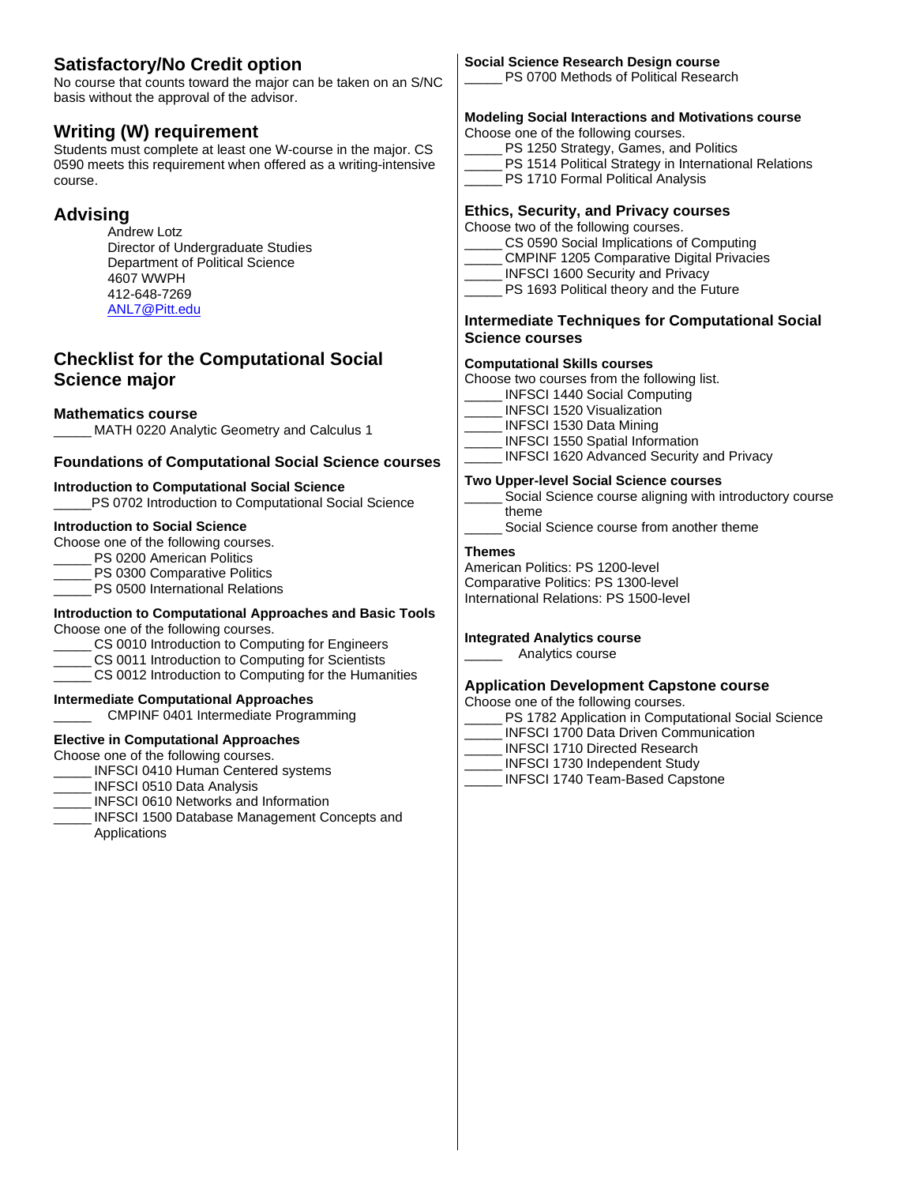## Satisfactory/No Credit option

No course that counts toward the major can be taken on an S/NC basis without the approval of the advisor.

## Writing (W) requirement

Students must complete at least one W-course in the major. CS 0590 meets this requirement when offered as a writing-intensive course.

## Advising

Andrew Lotz
Director of Undergraduate Studies
Department of Political Science
4607 WWPH
412-648-7269
ANL7@Pitt.edu

## Checklist for the Computational Social Science major

### Mathematics course

_____ MATH 0220 Analytic Geometry and Calculus 1

### Foundations of Computational Social Science courses

#### Introduction to Computational Social Science

_____PS 0702 Introduction to Computational Social Science

#### Introduction to Social Science

Choose one of the following courses.

_____ PS 0200 American Politics
_____ PS 0300 Comparative Politics
_____ PS 0500 International Relations

#### Introduction to Computational Approaches and Basic Tools

Choose one of the following courses.

_____ CS 0010 Introduction to Computing for Engineers
_____ CS 0011 Introduction to Computing for Scientists
_____ CS 0012 Introduction to Computing for the Humanities

#### Intermediate Computational Approaches

_____ CMPINF 0401 Intermediate Programming

#### Elective in Computational Approaches

Choose one of the following courses.

_____ INFSCI 0410 Human Centered systems
_____ INFSCI 0510 Data Analysis
_____ INFSCI 0610 Networks and Information
_____ INFSCI 1500 Database Management Concepts and Applications

#### Social Science Research Design course

_____ PS 0700 Methods of Political Research

#### Modeling Social Interactions and Motivations course

Choose one of the following courses.

_____ PS 1250 Strategy, Games, and Politics
_____ PS 1514 Political Strategy in International Relations
_____ PS 1710 Formal Political Analysis

### Ethics, Security, and Privacy courses

Choose two of the following courses.

_____ CS 0590 Social Implications of Computing
_____ CMPINF 1205 Comparative Digital Privacies
_____ INFSCI 1600 Security and Privacy
_____ PS 1693 Political theory and the Future

### Intermediate Techniques for Computational Social Science courses

#### Computational Skills courses

Choose two courses from the following list.

_____ INFSCI 1440 Social Computing
_____ INFSCI 1520 Visualization
_____ INFSCI 1530 Data Mining
_____ INFSCI 1550 Spatial Information
_____ INFSCI 1620 Advanced Security and Privacy

#### Two Upper-level Social Science courses

_____ Social Science course aligning with introductory course theme
_____ Social Science course from another theme

#### Themes

American Politics: PS 1200-level
Comparative Politics: PS 1300-level
International Relations: PS 1500-level

#### Integrated Analytics course

_____ Analytics course

### Application Development Capstone course

Choose one of the following courses.

_____ PS 1782 Application in Computational Social Science
_____ INFSCI 1700 Data Driven Communication
_____ INFSCI 1710 Directed Research
_____ INFSCI 1730 Independent Study
_____ INFSCI 1740 Team-Based Capstone